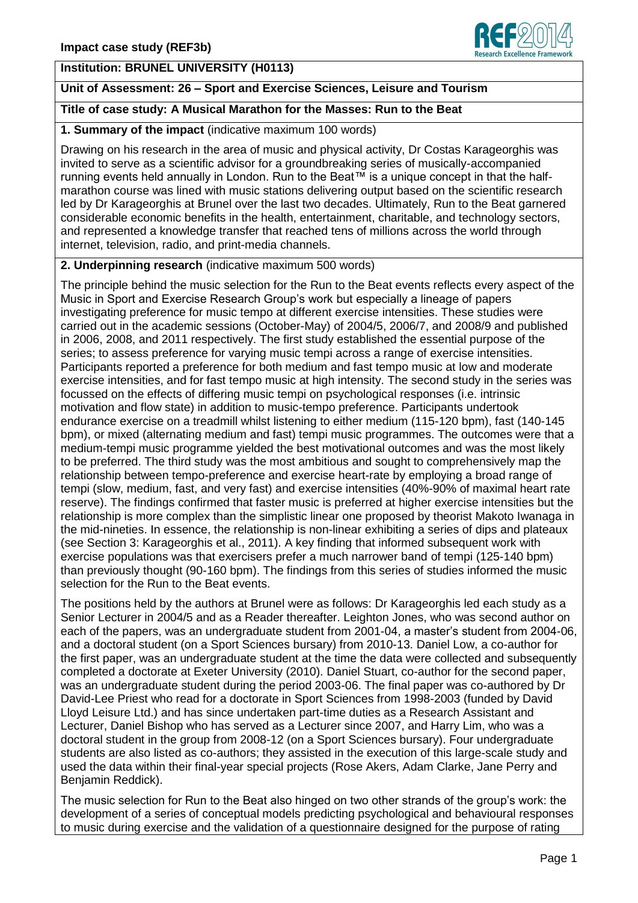**Impact case study (REF3b)**

**Institution: BRUNEL UNIVERSITY (H0113)**

**Unit of Assessment: 26 – Sport and Exercise Sciences, Leisure and Tourism**

**Title of case study: A Musical Marathon for the Masses: Run to the Beat**

**1. Summary of the impact** (indicative maximum 100 words)

Drawing on his research in the area of music and physical activity, Dr Costas Karageorghis was invited to serve as a scientific advisor for a groundbreaking series of musically-accompanied running events held annually in London. Run to the Beat™ is a unique concept in that the half-marathon course was lined with music stations delivering output based on the scientific research led by Dr Karageorghis at Brunel over the last two decades. Ultimately, Run to the Beat garnered considerable economic benefits in the health, entertainment, charitable, and technology sectors, and represented a knowledge transfer that reached tens of millions across the world through internet, television, radio, and print-media channels.

**2. Underpinning research** (indicative maximum 500 words)

The principle behind the music selection for the Run to the Beat events reflects every aspect of the Music in Sport and Exercise Research Group's work but especially a lineage of papers investigating preference for music tempo at different exercise intensities. These studies were carried out in the academic sessions (October-May) of 2004/5, 2006/7, and 2008/9 and published in 2006, 2008, and 2011 respectively. The first study established the essential purpose of the series; to assess preference for varying music tempi across a range of exercise intensities. Participants reported a preference for both medium and fast tempo music at low and moderate exercise intensities, and for fast tempo music at high intensity. The second study in the series was focussed on the effects of differing music tempi on psychological responses (i.e. intrinsic motivation and flow state) in addition to music-tempo preference. Participants undertook endurance exercise on a treadmill whilst listening to either medium (115-120 bpm), fast (140-145 bpm), or mixed (alternating medium and fast) tempi music programmes. The outcomes were that a medium-tempi music programme yielded the best motivational outcomes and was the most likely to be preferred. The third study was the most ambitious and sought to comprehensively map the relationship between tempo-preference and exercise heart-rate by employing a broad range of tempi (slow, medium, fast, and very fast) and exercise intensities (40%-90% of maximal heart rate reserve). The findings confirmed that faster music is preferred at higher exercise intensities but the relationship is more complex than the simplistic linear one proposed by theorist Makoto Iwanaga in the mid-nineties. In essence, the relationship is non-linear exhibiting a series of dips and plateaux (see Section 3: Karageorghis et al., 2011). A key finding that informed subsequent work with exercise populations was that exercisers prefer a much narrower band of tempi (125-140 bpm) than previously thought (90-160 bpm). The findings from this series of studies informed the music selection for the Run to the Beat events.

The positions held by the authors at Brunel were as follows: Dr Karageorghis led each study as a Senior Lecturer in 2004/5 and as a Reader thereafter. Leighton Jones, who was second author on each of the papers, was an undergraduate student from 2001-04, a master's student from 2004-06, and a doctoral student (on a Sport Sciences bursary) from 2010-13. Daniel Low, a co-author for the first paper, was an undergraduate student at the time the data were collected and subsequently completed a doctorate at Exeter University (2010). Daniel Stuart, co-author for the second paper, was an undergraduate student during the period 2003-06. The final paper was co-authored by Dr David-Lee Priest who read for a doctorate in Sport Sciences from 1998-2003 (funded by David Lloyd Leisure Ltd.) and has since undertaken part-time duties as a Research Assistant and Lecturer, Daniel Bishop who has served as a Lecturer since 2007, and Harry Lim, who was a doctoral student in the group from 2008-12 (on a Sport Sciences bursary). Four undergraduate students are also listed as co-authors; they assisted in the execution of this large-scale study and used the data within their final-year special projects (Rose Akers, Adam Clarke, Jane Perry and Benjamin Reddick).

The music selection for Run to the Beat also hinged on two other strands of the group's work: the development of a series of conceptual models predicting psychological and behavioural responses to music during exercise and the validation of a questionnaire designed for the purpose of rating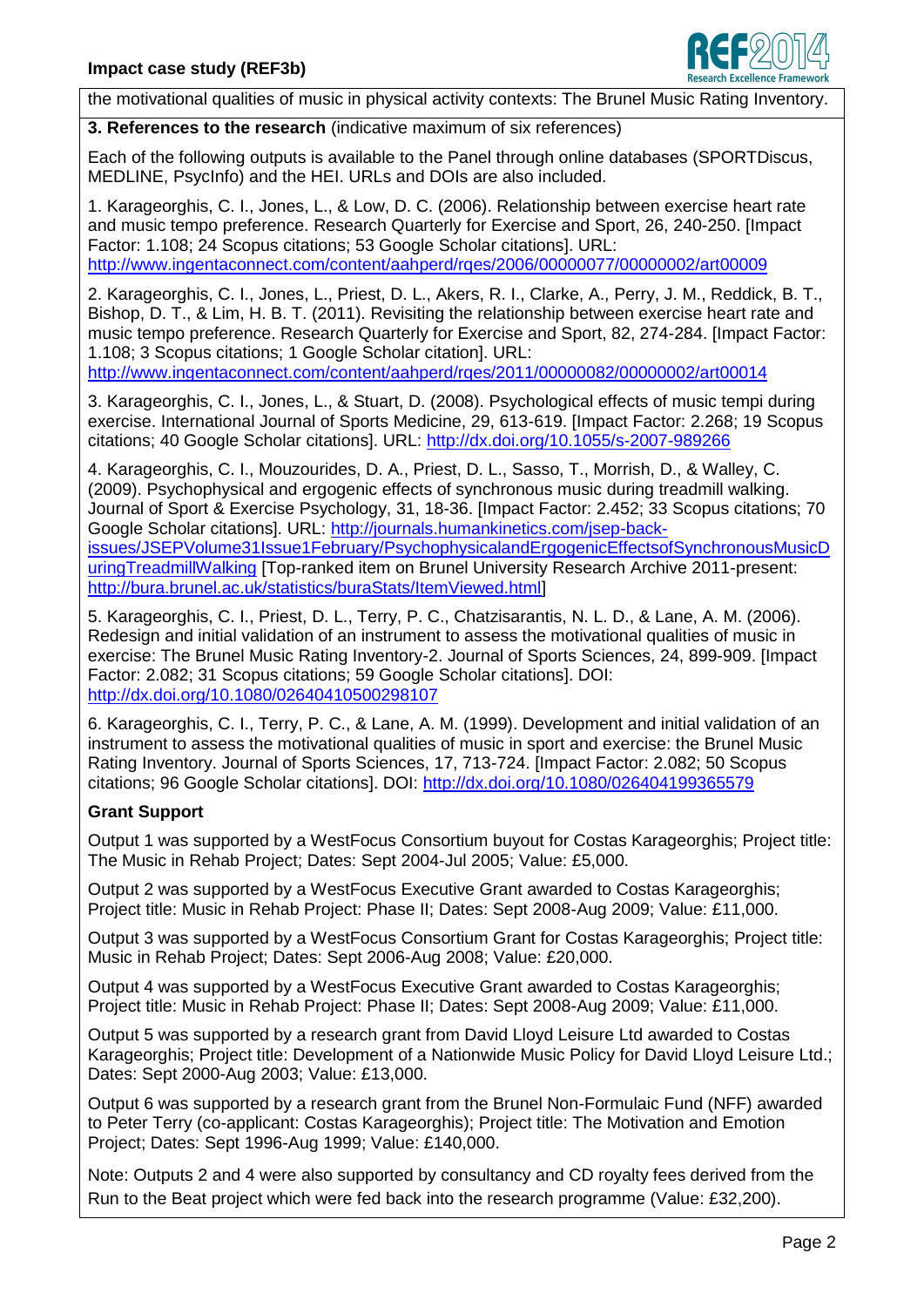the motivational qualities of music in physical activity contexts: The Brunel Music Rating Inventory.

**3. References to the research** (indicative maximum of six references)

Each of the following outputs is available to the Panel through online databases (SPORTDiscus, MEDLINE, PsycInfo) and the HEI. URLs and DOIs are also included.

1. Karageorghis, C. I., Jones, L., & Low, D. C. (2006). Relationship between exercise heart rate and music tempo preference. Research Quarterly for Exercise and Sport, 26, 240-250. [Impact Factor: 1.108; 24 Scopus citations; 53 Google Scholar citations]. URL: http://www.ingentaconnect.com/content/aahperd/rqes/2006/00000077/00000002/art00009

2. Karageorghis, C. I., Jones, L., Priest, D. L., Akers, R. I., Clarke, A., Perry, J. M., Reddick, B. T., Bishop, D. T., & Lim, H. B. T. (2011). Revisiting the relationship between exercise heart rate and music tempo preference. Research Quarterly for Exercise and Sport, 82, 274-284. [Impact Factor: 1.108; 3 Scopus citations; 1 Google Scholar citation]. URL: http://www.ingentaconnect.com/content/aahperd/rqes/2011/00000082/00000002/art00014

3. Karageorghis, C. I., Jones, L., & Stuart, D. (2008). Psychological effects of music tempi during exercise. International Journal of Sports Medicine, 29, 613-619. [Impact Factor: 2.268; 19 Scopus citations; 40 Google Scholar citations]. URL: http://dx.doi.org/10.1055/s-2007-989266

4. Karageorghis, C. I., Mouzourides, D. A., Priest, D. L., Sasso, T., Morrish, D., & Walley, C. (2009). Psychophysical and ergogenic effects of synchronous music during treadmill walking. Journal of Sport & Exercise Psychology, 31, 18-36. [Impact Factor: 2.452; 33 Scopus citations; 70 Google Scholar citations]. URL: http://journals.humankinetics.com/jsep-back-issues/JSEPVolume31Issue1February/PsychophysicalandErgogenicEffectsofSynchronousMusicDuringTreadmillWalking [Top-ranked item on Brunel University Research Archive 2011-present: http://bura.brunel.ac.uk/statistics/buraStats/ItemViewed.html]

5. Karageorghis, C. I., Priest, D. L., Terry, P. C., Chatzisarantis, N. L. D., & Lane, A. M. (2006). Redesign and initial validation of an instrument to assess the motivational qualities of music in exercise: The Brunel Music Rating Inventory-2. Journal of Sports Sciences, 24, 899-909. [Impact Factor: 2.082; 31 Scopus citations; 59 Google Scholar citations]. DOI: http://dx.doi.org/10.1080/02640410500298107

6. Karageorghis, C. I., Terry, P. C., & Lane, A. M. (1999). Development and initial validation of an instrument to assess the motivational qualities of music in sport and exercise: the Brunel Music Rating Inventory. Journal of Sports Sciences, 17, 713-724. [Impact Factor: 2.082; 50 Scopus citations; 96 Google Scholar citations]. DOI: http://dx.doi.org/10.1080/026404199365579

**Grant Support**

Output 1 was supported by a WestFocus Consortium buyout for Costas Karageorghis; Project title: The Music in Rehab Project; Dates: Sept 2004-Jul 2005; Value: £5,000.

Output 2 was supported by a WestFocus Executive Grant awarded to Costas Karageorghis; Project title: Music in Rehab Project: Phase II; Dates: Sept 2008-Aug 2009; Value: £11,000.

Output 3 was supported by a WestFocus Consortium Grant for Costas Karageorghis; Project title: Music in Rehab Project; Dates: Sept 2006-Aug 2008; Value: £20,000.

Output 4 was supported by a WestFocus Executive Grant awarded to Costas Karageorghis; Project title: Music in Rehab Project: Phase II; Dates: Sept 2008-Aug 2009; Value: £11,000.

Output 5 was supported by a research grant from David Lloyd Leisure Ltd awarded to Costas Karageorghis; Project title: Development of a Nationwide Music Policy for David Lloyd Leisure Ltd.; Dates: Sept 2000-Aug 2003; Value: £13,000.

Output 6 was supported by a research grant from the Brunel Non-Formulaic Fund (NFF) awarded to Peter Terry (co-applicant: Costas Karageorghis); Project title: The Motivation and Emotion Project; Dates: Sept 1996-Aug 1999; Value: £140,000.

Note: Outputs 2 and 4 were also supported by consultancy and CD royalty fees derived from the Run to the Beat project which were fed back into the research programme (Value: £32,200).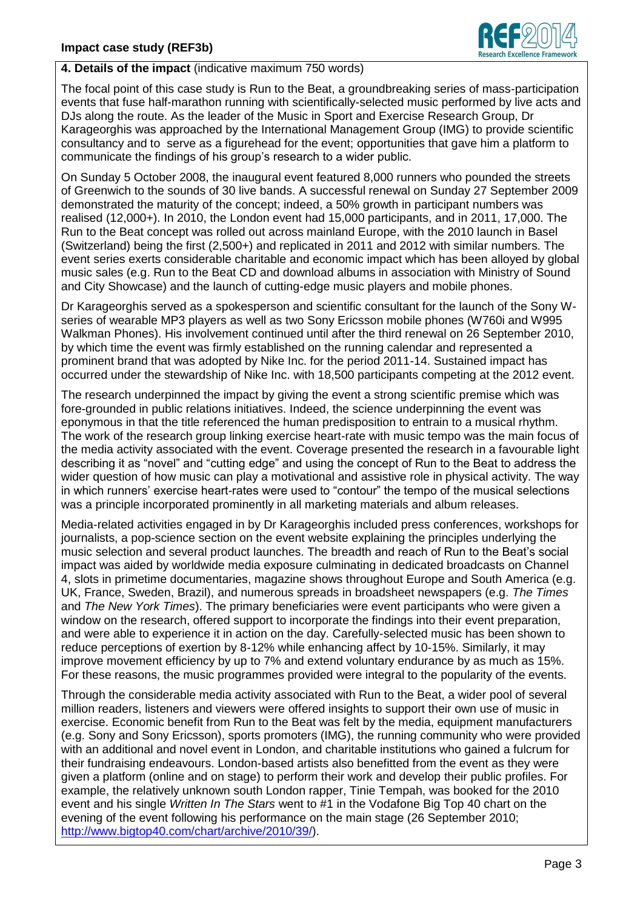**4. Details of the impact** (indicative maximum 750 words)

The focal point of this case study is Run to the Beat, a groundbreaking series of mass-participation events that fuse half-marathon running with scientifically-selected music performed by live acts and DJs along the route. As the leader of the Music in Sport and Exercise Research Group, Dr Karageorghis was approached by the International Management Group (IMG) to provide scientific consultancy and to serve as a figurehead for the event; opportunities that gave him a platform to communicate the findings of his group's research to a wider public.

On Sunday 5 October 2008, the inaugural event featured 8,000 runners who pounded the streets of Greenwich to the sounds of 30 live bands. A successful renewal on Sunday 27 September 2009 demonstrated the maturity of the concept; indeed, a 50% growth in participant numbers was realised (12,000+). In 2010, the London event had 15,000 participants, and in 2011, 17,000. The Run to the Beat concept was rolled out across mainland Europe, with the 2010 launch in Basel (Switzerland) being the first (2,500+) and replicated in 2011 and 2012 with similar numbers. The event series exerts considerable charitable and economic impact which has been alloyed by global music sales (e.g. Run to the Beat CD and download albums in association with Ministry of Sound and City Showcase) and the launch of cutting-edge music players and mobile phones.

Dr Karageorghis served as a spokesperson and scientific consultant for the launch of the Sony W-series of wearable MP3 players as well as two Sony Ericsson mobile phones (W760i and W995 Walkman Phones). His involvement continued until after the third renewal on 26 September 2010, by which time the event was firmly established on the running calendar and represented a prominent brand that was adopted by Nike Inc. for the period 2011-14. Sustained impact has occurred under the stewardship of Nike Inc. with 18,500 participants competing at the 2012 event.

The research underpinned the impact by giving the event a strong scientific premise which was fore-grounded in public relations initiatives. Indeed, the science underpinning the event was eponymous in that the title referenced the human predisposition to entrain to a musical rhythm. The work of the research group linking exercise heart-rate with music tempo was the main focus of the media activity associated with the event. Coverage presented the research in a favourable light describing it as "novel" and "cutting edge" and using the concept of Run to the Beat to address the wider question of how music can play a motivational and assistive role in physical activity. The way in which runners' exercise heart-rates were used to "contour" the tempo of the musical selections was a principle incorporated prominently in all marketing materials and album releases.

Media-related activities engaged in by Dr Karageorghis included press conferences, workshops for journalists, a pop-science section on the event website explaining the principles underlying the music selection and several product launches. The breadth and reach of Run to the Beat's social impact was aided by worldwide media exposure culminating in dedicated broadcasts on Channel 4, slots in primetime documentaries, magazine shows throughout Europe and South America (e.g. UK, France, Sweden, Brazil), and numerous spreads in broadsheet newspapers (e.g. *The Times* and *The New York Times*). The primary beneficiaries were event participants who were given a window on the research, offered support to incorporate the findings into their event preparation, and were able to experience it in action on the day. Carefully-selected music has been shown to reduce perceptions of exertion by 8-12% while enhancing affect by 10-15%. Similarly, it may improve movement efficiency by up to 7% and extend voluntary endurance by as much as 15%. For these reasons, the music programmes provided were integral to the popularity of the events.

Through the considerable media activity associated with Run to the Beat, a wider pool of several million readers, listeners and viewers were offered insights to support their own use of music in exercise. Economic benefit from Run to the Beat was felt by the media, equipment manufacturers (e.g. Sony and Sony Ericsson), sports promoters (IMG), the running community who were provided with an additional and novel event in London, and charitable institutions who gained a fulcrum for their fundraising endeavours. London-based artists also benefitted from the event as they were given a platform (online and on stage) to perform their work and develop their public profiles. For example, the relatively unknown south London rapper, Tinie Tempah, was booked for the 2010 event and his single *Written In The Stars* went to #1 in the Vodafone Big Top 40 chart on the evening of the event following his performance on the main stage (26 September 2010; http://www.bigtop40.com/chart/archive/2010/39/).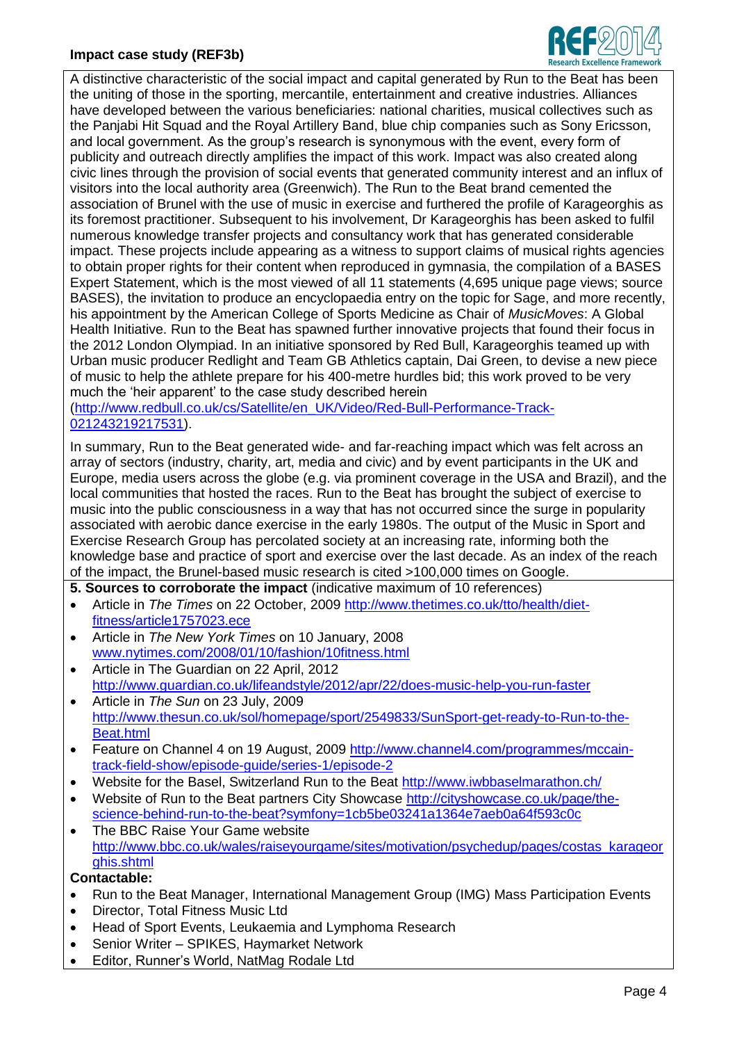A distinctive characteristic of the social impact and capital generated by Run to the Beat has been the uniting of those in the sporting, mercantile, entertainment and creative industries. Alliances have developed between the various beneficiaries: national charities, musical collectives such as the Panjabi Hit Squad and the Royal Artillery Band, blue chip companies such as Sony Ericsson, and local government. As the group's research is synonymous with the event, every form of publicity and outreach directly amplifies the impact of this work. Impact was also created along civic lines through the provision of social events that generated community interest and an influx of visitors into the local authority area (Greenwich). The Run to the Beat brand cemented the association of Brunel with the use of music in exercise and furthered the profile of Karageorghis as its foremost practitioner. Subsequent to his involvement, Dr Karageorghis has been asked to fulfil numerous knowledge transfer projects and consultancy work that has generated considerable impact. These projects include appearing as a witness to support claims of musical rights agencies to obtain proper rights for their content when reproduced in gymnasia, the compilation of a BASES Expert Statement, which is the most viewed of all 11 statements (4,695 unique page views; source BASES), the invitation to produce an encyclopaedia entry on the topic for Sage, and more recently, his appointment by the American College of Sports Medicine as Chair of *MusicMoves*: A Global Health Initiative. Run to the Beat has spawned further innovative projects that found their focus in the 2012 London Olympiad. In an initiative sponsored by Red Bull, Karageorghis teamed up with Urban music producer Redlight and Team GB Athletics captain, Dai Green, to devise a new piece of music to help the athlete prepare for his 400-metre hurdles bid; this work proved to be very much the 'heir apparent' to the case study described herein (http://www.redbull.co.uk/cs/Satellite/en_UK/Video/Red-Bull-Performance-Track-021243219217531).

In summary, Run to the Beat generated wide- and far-reaching impact which was felt across an array of sectors (industry, charity, art, media and civic) and by event participants in the UK and Europe, media users across the globe (e.g. via prominent coverage in the USA and Brazil), and the local communities that hosted the races. Run to the Beat has brought the subject of exercise to music into the public consciousness in a way that has not occurred since the surge in popularity associated with aerobic dance exercise in the early 1980s. The output of the Music in Sport and Exercise Research Group has percolated society at an increasing rate, informing both the knowledge base and practice of sport and exercise over the last decade. As an index of the reach of the impact, the Brunel-based music research is cited >100,000 times on Google.

**5. Sources to corroborate the impact** (indicative maximum of 10 references)

- Article in *The Times* on 22 October, 2009 http://www.thetimes.co.uk/tto/health/diet-fitness/article1757023.ece
- Article in *The New York Times* on 10 January, 2008 www.nytimes.com/2008/01/10/fashion/10fitness.html
- Article in The Guardian on 22 April, 2012 http://www.guardian.co.uk/lifeandstyle/2012/apr/22/does-music-help-you-run-faster
- Article in *The Sun* on 23 July, 2009 http://www.thesun.co.uk/sol/homepage/sport/2549833/SunSport-get-ready-to-Run-to-the-Beat.html
- Feature on Channel 4 on 19 August, 2009 http://www.channel4.com/programmes/mccain-track-field-show/episode-guide/series-1/episode-2
- Website for the Basel, Switzerland Run to the Beat http://www.iwbbaselmarathon.ch/
- Website of Run to the Beat partners City Showcase http://cityshowcase.co.uk/page/the-science-behind-run-to-the-beat?symfony=1cb5be03241a1364e7aeb0a64f593c0c
- The BBC Raise Your Game website http://www.bbc.co.uk/wales/raiseyourgame/sites/motivation/psychedup/pages/costas_karageorghis.shtml

**Contactable:**

- Run to the Beat Manager, International Management Group (IMG) Mass Participation Events
- Director, Total Fitness Music Ltd
- Head of Sport Events, Leukaemia and Lymphoma Research
- Senior Writer – SPIKES, Haymarket Network
- Editor, Runner's World, NatMag Rodale Ltd